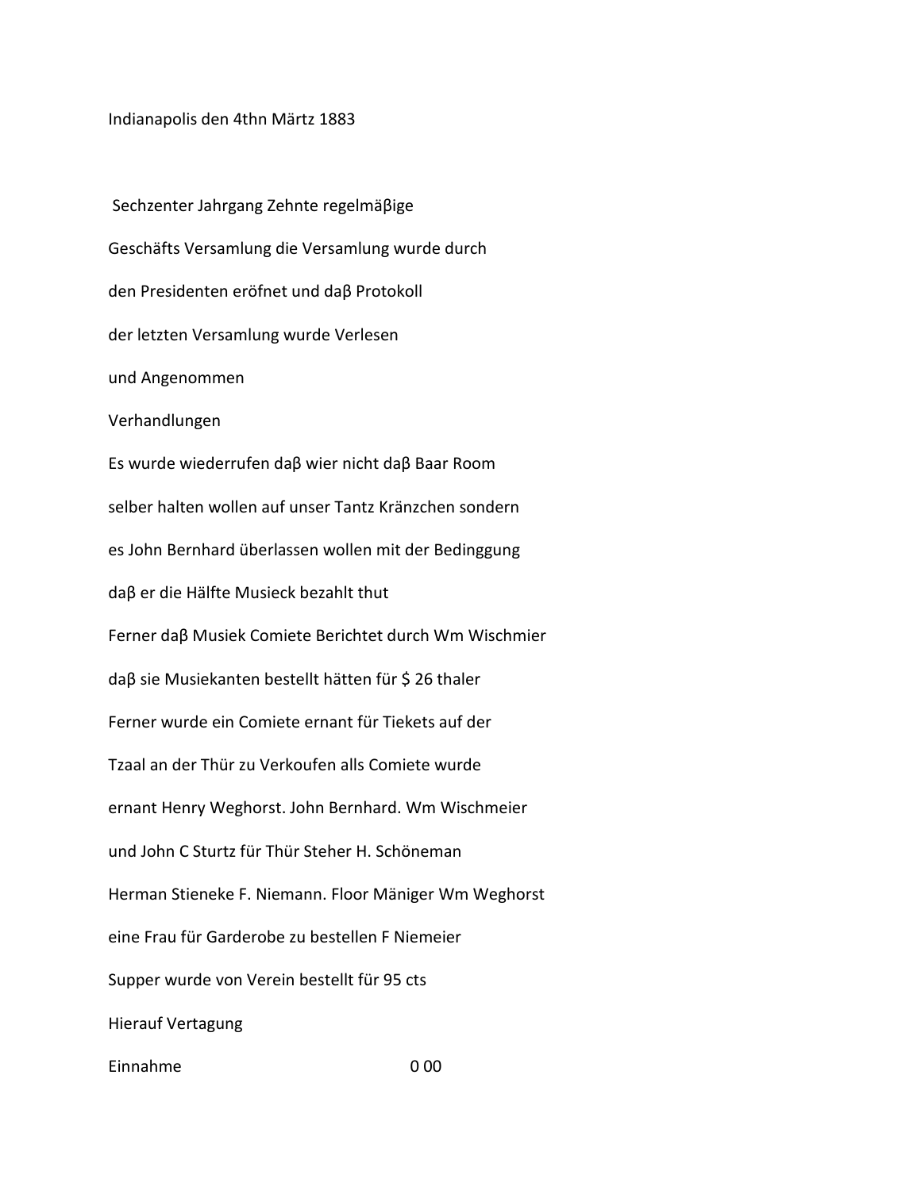Indianapolis den 4thn Märtz 1883

Sechzenter Jahrgang Zehnte regelmäβige

Geschäfts Versamlung die Versamlung wurde durch

den Presidenten eröfnet und daβ Protokoll

der letzten Versamlung wurde Verlesen

und Angenommen

Verhandlungen

Es wurde wiederrufen daβ wier nicht daβ Baar Room

selber halten wollen auf unser Tantz Kränzchen sondern

es John Bernhard überlassen wollen mit der Bedinggung

daβ er die Hälfte Musieck bezahlt thut

Ferner daβ Musiek Comiete Berichtet durch Wm Wischmier

daβ sie Musiekanten bestellt hätten für $ 26 thaler

Ferner wurde ein Comiete ernant für Tiekets auf der

Tzaal an der Thür zu Verkoufen alls Comiete wurde

ernant Henry Weghorst. John Bernhard. Wm Wischmeier

und John C Sturtz für Thür Steher H. Schöneman

Herman Stieneke F. Niemann. Floor Mäniger Wm Weghorst

eine Frau für Garderobe zu bestellen F Niemeier

Supper wurde von Verein bestellt für 95 cts

Hierauf Vertagung

Einnahme 0 00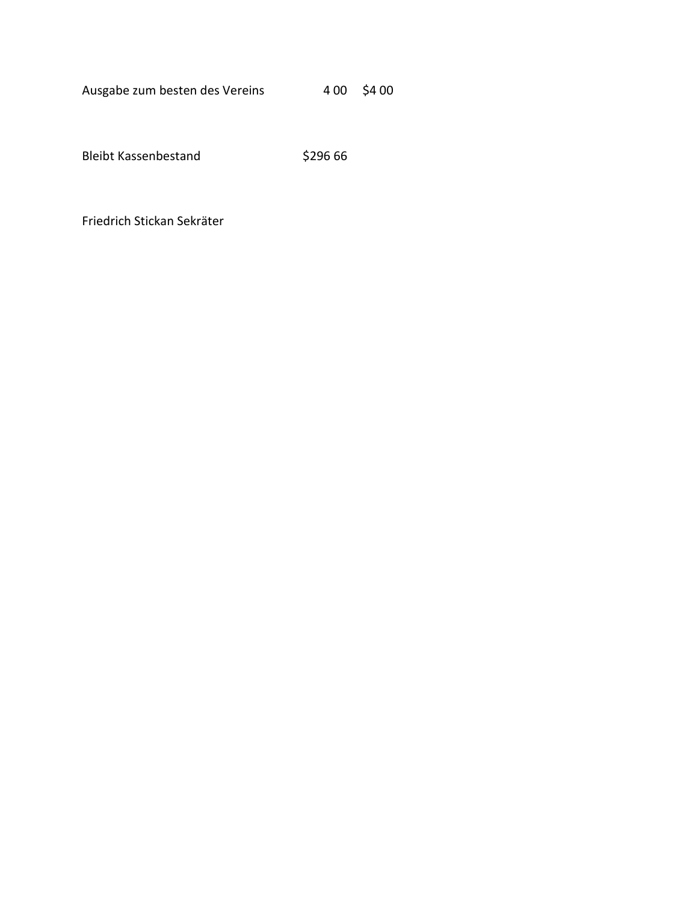| | | |
|---|---|---|
| Ausgabe zum besten des Vereins | 4 00 | $4 00 |
| | | |
| Bleibt Kassenbestand | $296 66 | |

Friedrich Stickan Sekräter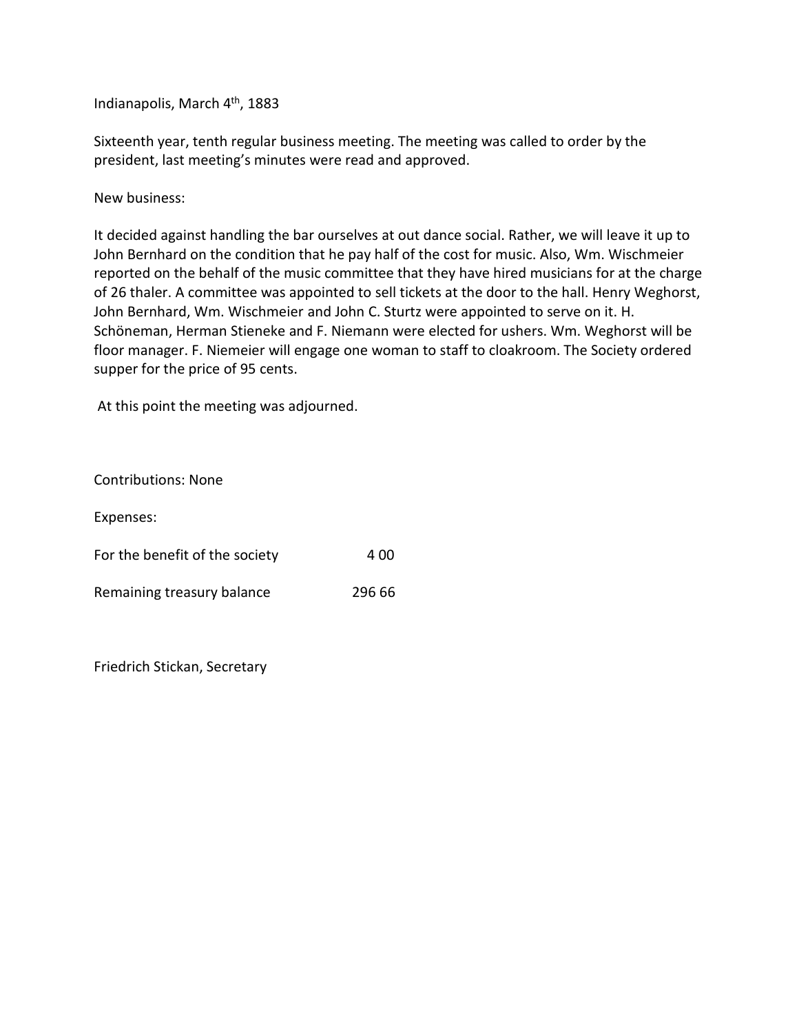Indianapolis, March 4th, 1883

Sixteenth year, tenth regular business meeting. The meeting was called to order by the president, last meeting's minutes were read and approved.

New business:

It decided against handling the bar ourselves at out dance social. Rather, we will leave it up to John Bernhard on the condition that he pay half of the cost for music. Also, Wm. Wischmeier reported on the behalf of the music committee that they have hired musicians for at the charge of 26 thaler. A committee was appointed to sell tickets at the door to the hall. Henry Weghorst, John Bernhard, Wm. Wischmeier and John C. Sturtz were appointed to serve on it. H. Schöneman, Herman Stieneke and F. Niemann were elected for ushers. Wm. Weghorst will be floor manager. F. Niemeier will engage one woman to staff to cloakroom. The Society ordered supper for the price of 95 cents.

At this point the meeting was adjourned.

Contributions: None

Expenses:

| | |
|---|---|
| For the benefit of the society | 4 00 |
| Remaining treasury balance | 296 66 |

Friedrich Stickan, Secretary